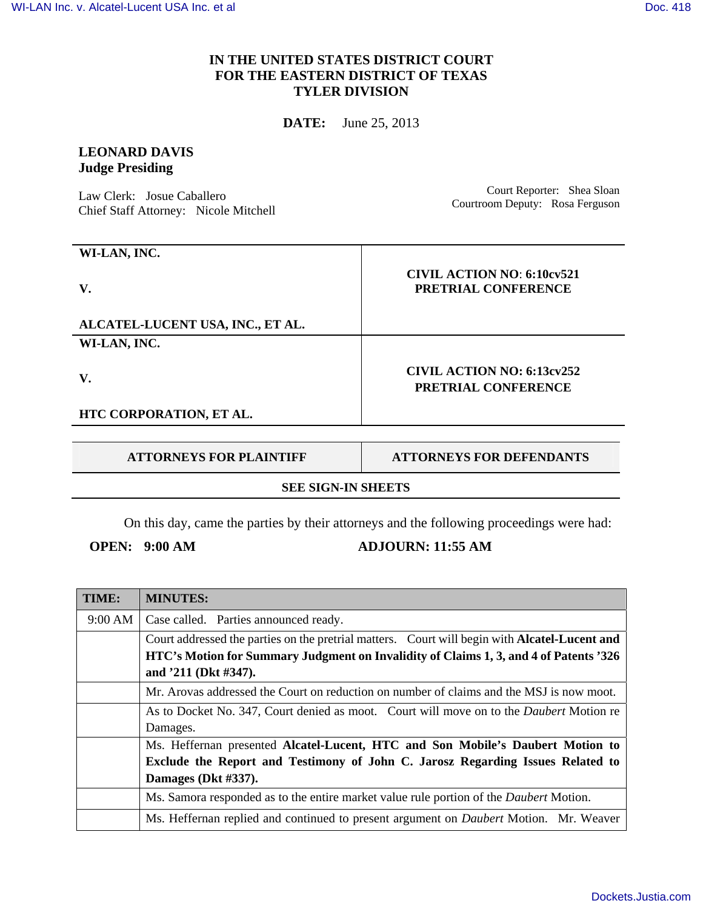**IN THE UNITED STATES DISTRICT COURT**
**FOR THE EASTERN DISTRICT OF TEXAS**
**TYLER DIVISION**

**DATE:** June 25, 2013

**LEONARD DAVIS**
**Judge Presiding**

Law Clerk: Josue Caballero
Chief Staff Attorney: Nicole Mitchell

Court Reporter: Shea Sloan
Courtroom Deputy: Rosa Ferguson

| | |
|---|---|
| **WI-LAN, INC.**<br><br>**V.**<br><br>**ALCATEL-LUCENT USA, INC., ET AL.** | **CIVIL ACTION NO**: **6:10cv521**<br>**PRETRIAL CONFERENCE** |
| **WI-LAN, INC.**<br><br>**V.**<br><br>**HTC CORPORATION, ET AL.** | **CIVIL ACTION NO: 6:13cv252**<br>**PRETRIAL CONFERENCE** |

| ATTORNEYS FOR PLAINTIFF | ATTORNEYS FOR DEFENDANTS |
|---|---|
| **SEE SIGN-IN SHEETS** | |

On this day, came the parties by their attorneys and the following proceedings were had:

**OPEN: 9:00 AM** **ADJOURN: 11:55 AM**

| TIME: | MINUTES: |
|---|---|
| 9:00 AM | Case called. Parties announced ready. |
| | Court addressed the parties on the pretrial matters. Court will begin with **Alcatel-Lucent and HTC's Motion for Summary Judgment on Invalidity of Claims 1, 3, and 4 of Patents '326 and '211 (Dkt #347).** |
| | Mr. Arovas addressed the Court on reduction on number of claims and the MSJ is now moot. |
| | As to Docket No. 347, Court denied as moot. Court will move on to the *Daubert* Motion re Damages. |
| | Ms. Heffernan presented **Alcatel-Lucent, HTC and Son Mobile's Daubert Motion to Exclude the Report and Testimony of John C. Jarosz Regarding Issues Related to Damages (Dkt #337).** |
| | Ms. Samora responded as to the entire market value rule portion of the *Daubert* Motion. |
| | Ms. Heffernan replied and continued to present argument on *Daubert* Motion. Mr. Weaver |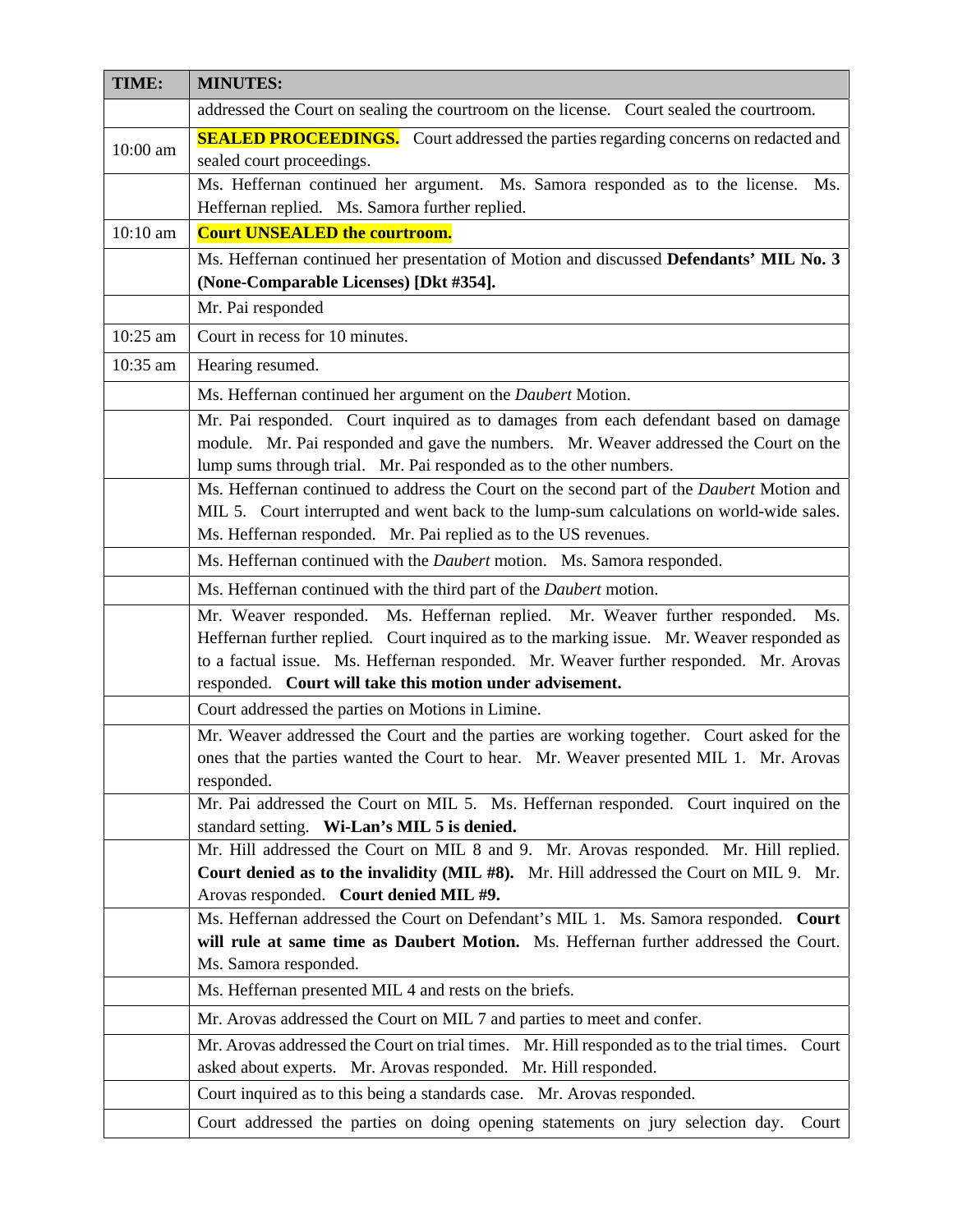| TIME: | MINUTES: |
| --- | --- |
| | addressed the Court on sealing the courtroom on the license. Court sealed the courtroom. |
| 10:00 am | **SEALED PROCEEDINGS.** Court addressed the parties regarding concerns on redacted and sealed court proceedings. |
| | Ms. Heffernan continued her argument. Ms. Samora responded as to the license. Ms. Heffernan replied. Ms. Samora further replied. |
| 10:10 am | **Court UNSEALED the courtroom.** |
| | Ms. Heffernan continued her presentation of Motion and discussed **Defendants' MIL No. 3 (None-Comparable Licenses) [Dkt #354].** |
| | Mr. Pai responded |
| 10:25 am | Court in recess for 10 minutes. |
| 10:35 am | Hearing resumed. |
| | Ms. Heffernan continued her argument on the *Daubert* Motion. |
| | Mr. Pai responded. Court inquired as to damages from each defendant based on damage module. Mr. Pai responded and gave the numbers. Mr. Weaver addressed the Court on the lump sums through trial. Mr. Pai responded as to the other numbers. |
| | Ms. Heffernan continued to address the Court on the second part of the *Daubert* Motion and MIL 5. Court interrupted and went back to the lump-sum calculations on world-wide sales. Ms. Heffernan responded. Mr. Pai replied as to the US revenues. |
| | Ms. Heffernan continued with the *Daubert* motion. Ms. Samora responded. |
| | Ms. Heffernan continued with the third part of the *Daubert* motion. |
| | Mr. Weaver responded. Ms. Heffernan replied. Mr. Weaver further responded. Ms. Heffernan further replied. Court inquired as to the marking issue. Mr. Weaver responded as to a factual issue. Ms. Heffernan responded. Mr. Weaver further responded. Mr. Arovas responded. **Court will take this motion under advisement.** |
| | Court addressed the parties on Motions in Limine. |
| | Mr. Weaver addressed the Court and the parties are working together. Court asked for the ones that the parties wanted the Court to hear. Mr. Weaver presented MIL 1. Mr. Arovas responded. |
| | Mr. Pai addressed the Court on MIL 5. Ms. Heffernan responded. Court inquired on the standard setting. **Wi-Lan's MIL 5 is denied.** |
| | Mr. Hill addressed the Court on MIL 8 and 9. Mr. Arovas responded. Mr. Hill replied. **Court denied as to the invalidity (MIL #8).** Mr. Hill addressed the Court on MIL 9. Mr. Arovas responded. **Court denied MIL #9.** |
| | Ms. Heffernan addressed the Court on Defendant's MIL 1. Ms. Samora responded. **Court will rule at same time as Daubert Motion.** Ms. Heffernan further addressed the Court. Ms. Samora responded. |
| | Ms. Heffernan presented MIL 4 and rests on the briefs. |
| | Mr. Arovas addressed the Court on MIL 7 and parties to meet and confer. |
| | Mr. Arovas addressed the Court on trial times. Mr. Hill responded as to the trial times. Court asked about experts. Mr. Arovas responded. Mr. Hill responded. |
| | Court inquired as to this being a standards case. Mr. Arovas responded. |
| | Court addressed the parties on doing opening statements on jury selection day. Court |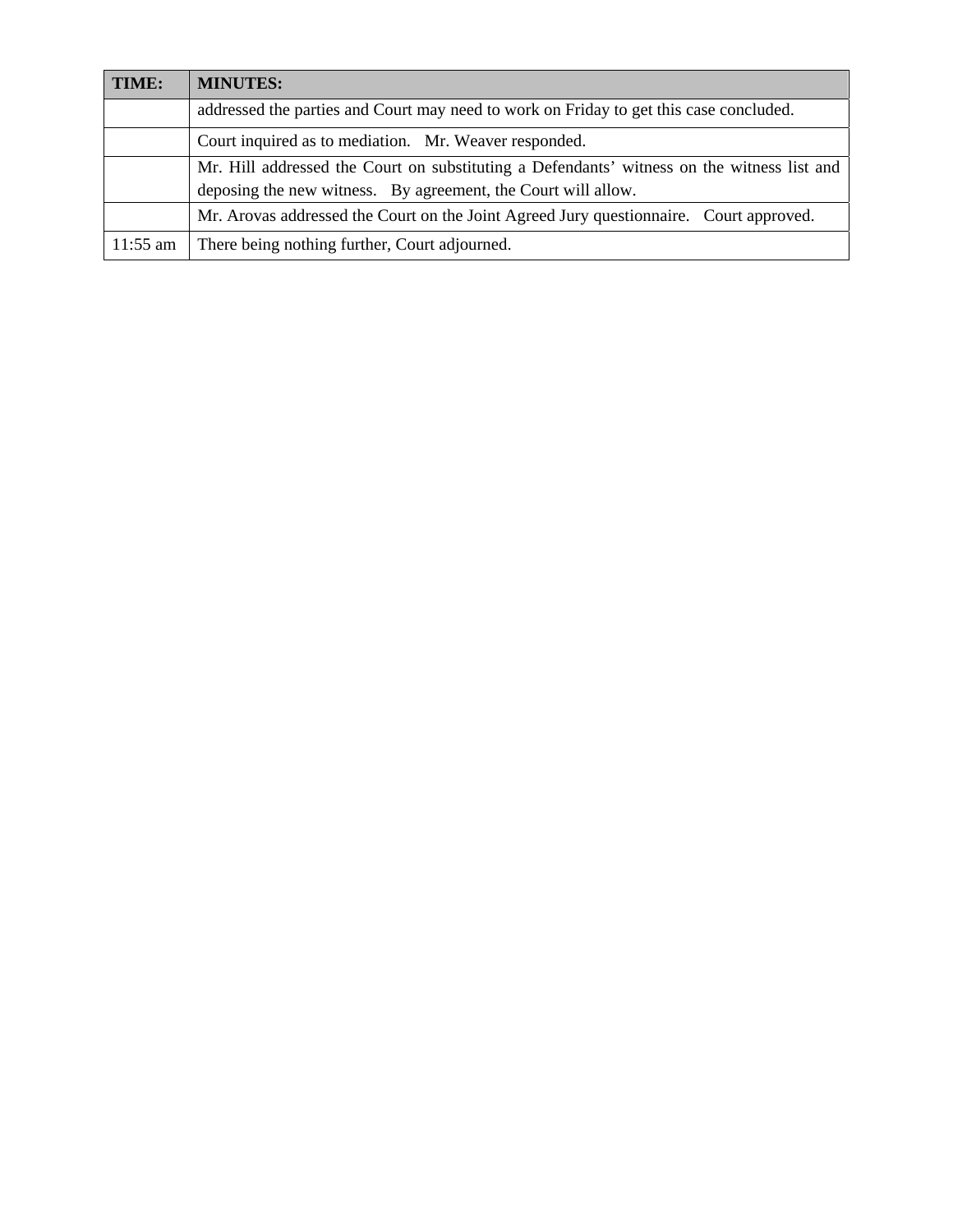| TIME: | MINUTES: |
| --- | --- |
| | addressed the parties and Court may need to work on Friday to get this case concluded. |
| | Court inquired as to mediation. Mr. Weaver responded. |
| | Mr. Hill addressed the Court on substituting a Defendants' witness on the witness list and deposing the new witness. By agreement, the Court will allow. |
| | Mr. Arovas addressed the Court on the Joint Agreed Jury questionnaire. Court approved. |
| 11:55 am | There being nothing further, Court adjourned. |